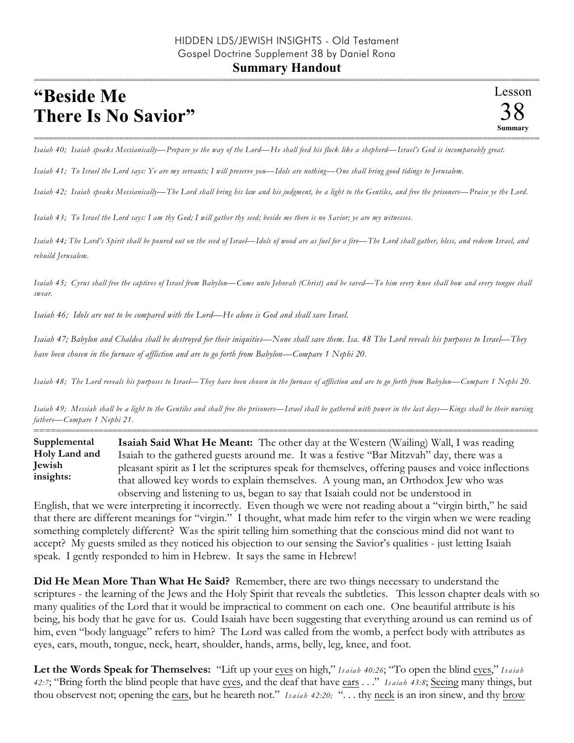HIDDEN LDS/JEWISH INSIGHTS - Old Testament
Gospel Doctrine Supplement 38 by Daniel Rona

**Summary Handout**

# "Beside Me There Is No Savior"

Lesson 38 **Summary**

*Isaiah 40; Isaiah speaks Messianically—Prepare ye the way of the Lord—He shall feed his flock like a shepherd—Israel's God is incomparably great.*

*Isaiah 41; To Israel the Lord says: Ye are my servants; I will preserve you—Idols are nothing—One shall bring good tidings to Jerusalem.*

*Isaiah 42; Isaiah speaks Messianically—The Lord shall bring his law and his judgment, be a light to the Gentiles, and free the prisoners—Praise ye the Lord.*

*Isaiah 43; To Israel the Lord says: I am thy God; I will gather thy seed; beside me there is no Savior; ye are my witnesses.*

*Isaiah 44; The Lord's Spirit shall be poured out on the seed of Israel—Idols of wood are as fuel for a fire—The Lord shall gather, bless, and redeem Israel, and rebuild Jerusalem.*

*Isaiah 45; Cyrus shall free the captives of Israel from Babylon—Come unto Jehovah (Christ) and be saved—To him every knee shall bow and every tongue shall swear.*

*Isaiah 46; Idols are not to be compared with the Lord—He alone is God and shall save Israel.*

*Isaiah 47; Babylon and Chaldea shall be destroyed for their iniquities—None shall save them. Isa. 48 The Lord reveals his purposes to Israel—They have been chosen in the furnace of affliction and are to go forth from Babylon—Compare 1 Nephi 20.*

*Isaiah 48; The Lord reveals his purposes to Israel—They have been chosen in the furnace of affliction and are to go forth from Babylon—Compare 1 Nephi 20.*

*Isaiah 49; Messiah shall be a light to the Gentiles and shall free the prisoners—Israel shall be gathered with power in the last days—Kings shall be their nursing fathers—Compare 1 Nephi 21.*

**Supplemental Holy Land and Jewish insights:**

**Isaiah Said What He Meant:** The other day at the Western (Wailing) Wall, I was reading Isaiah to the gathered guests around me. It was a festive "Bar Mitzvah" day, there was a pleasant spirit as I let the scriptures speak for themselves, offering pauses and voice inflections that allowed key words to explain themselves. A young man, an Orthodox Jew who was observing and listening to us, began to say that Isaiah could not be understood in English, that we were interpreting it incorrectly. Even though we were not reading about a "virgin birth," he said that there are different meanings for "virgin." I thought, what made him refer to the virgin when we were reading something completely different? Was the spirit telling him something that the conscious mind did not want to accept? My guests smiled as they noticed his objection to our sensing the Savior's qualities - just letting Isaiah speak. I gently responded to him in Hebrew. It says the same in Hebrew!

**Did He Mean More Than What He Said?** Remember, there are two things necessary to understand the scriptures - the learning of the Jews and the Holy Spirit that reveals the subtleties. This lesson chapter deals with so many qualities of the Lord that it would be impractical to comment on each one. One beautiful attribute is his being, his body that he gave for us. Could Isaiah have been suggesting that everything around us can remind us of him, even "body language" refers to him? The Lord was called from the womb, a perfect body with attributes as eyes, ears, mouth, tongue, neck, heart, shoulder, hands, arms, belly, leg, knee, and foot.

**Let the Words Speak for Themselves:** "Lift up your eyes on high," *Isaiah 40:26*; "To open the blind eyes," *Isaiah 42:7*; "Bring forth the blind people that have eyes, and the deaf that have ears . . ." *Isaiah 43:8*; Seeing many things, but thou observest not; opening the ears, but he heareth not." *Isaiah 42:20;* ". . . thy neck is an iron sinew, and thy brow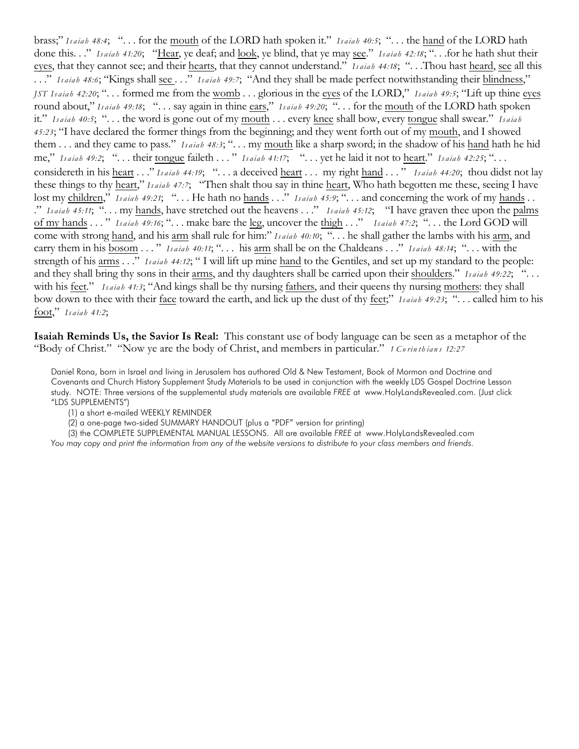brass;" *Isaiah 48:4*; ". . . for the mouth of the LORD hath spoken it." *Isaiah 40:5*; ". . . the hand of the LORD hath done this. . ." *Isaiah 41:20*; "Hear, ye deaf; and look, ye blind, that ye may see." *Isaiah 42:18*; ". . .for he hath shut their eyes, that they cannot see; and their hearts, that they cannot understand." *Isaiah 44:18*; ". . .Thou hast heard, see all this . . ." *Isaiah 48:6*; "Kings shall see . . ." *Isaiah 49:7*; "And they shall be made perfect notwithstanding their blindness," *JST Isaiah 42:20*; ". . . formed me from the womb . . . glorious in the eyes of the LORD," *Isaiah 49:5*; "Lift up thine eyes round about," *Isaiah 49:18*; ". . . say again in thine ears," *Isaiah 49:20*; ". . . for the mouth of the LORD hath spoken it." *Isaiah 40:5*; ". . . the word is gone out of my mouth . . . every knee shall bow, every tongue shall swear." *Isaiah 45:23*; "I have declared the former things from the beginning; and they went forth out of my mouth, and I showed them . . . and they came to pass." *Isaiah 48:3*; ". . . my mouth like a sharp sword; in the shadow of his hand hath he hid me," *Isaiah 49:2*; ". . . their tongue faileth . . . " *Isaiah 41:17*; ". . . yet he laid it not to heart." *Isaiah 42:25*; ". . . considereth in his heart . . ." *Isaiah 44:19*; ". . . a deceived heart . . . my right hand . . . " *Isaiah 44:20*; thou didst not lay these things to thy heart," *Isaiah 47:7*; "Then shalt thou say in thine heart, Who hath begotten me these, seeing I have lost my children," *Isaiah 49:21*; ". . . He hath no hands . . ." *Isaiah 45:9*; ". . . and concerning the work of my hands . . ." *Isaiah 45:11*; ". . . my hands, have stretched out the heavens . . ." *Isaiah 45:12*; "I have graven thee upon the palms of my hands . . . " *Isaiah 49:16*; ". . . make bare the leg, uncover the thigh . . ." *Isaiah 47:2*; ". . . the Lord GOD will come with strong hand, and his arm shall rule for him:" *Isaiah 40:10*; ". . . he shall gather the lambs with his arm, and carry them in his bosom . . . " *Isaiah 40:11*; ". . . his arm shall be on the Chaldeans . . ." *Isaiah 48:14*; ". . . with the strength of his arms . . ." *Isaiah 44:12*; " I will lift up mine hand to the Gentiles, and set up my standard to the people: and they shall bring thy sons in their arms, and thy daughters shall be carried upon their shoulders." *Isaiah 49:22*; ". . . with his feet." *Isaiah 41:3*; "And kings shall be thy nursing fathers, and their queens thy nursing mothers: they shall bow down to thee with their face toward the earth, and lick up the dust of thy feet;" *Isaiah 49:23*; ". . . called him to his foot," *Isaiah 41:2*;

**Isaiah Reminds Us, the Savior Is Real:** This constant use of body language can be seen as a metaphor of the "Body of Christ." "Now ye are the body of Christ, and members in particular." *1 Corinthians 12:27*

Daniel Rona, born in Israel and living in Jerusalem has authored Old & New Testament, Book of Mormon and Doctrine and Covenants and Church History Supplement Study Materials to be used in conjunction with the weekly LDS Gospel Doctrine Lesson study. NOTE: Three versions of the supplemental study materials are available *FREE* at www.HolyLandsRevealed.com. (Just click "LDS SUPPLEMENTS")

(1) a short e-mailed WEEKLY REMINDER

(2) a one-page two-sided SUMMARY HANDOUT (plus a "PDF" version for printing)

(3) the COMPLETE SUPPLEMENTAL MANUAL LESSONS. All are available *FREE* at www.HolyLandsRevealed.com

*You may copy and print the information from any of the website versions to distribute to your class members and friends.*